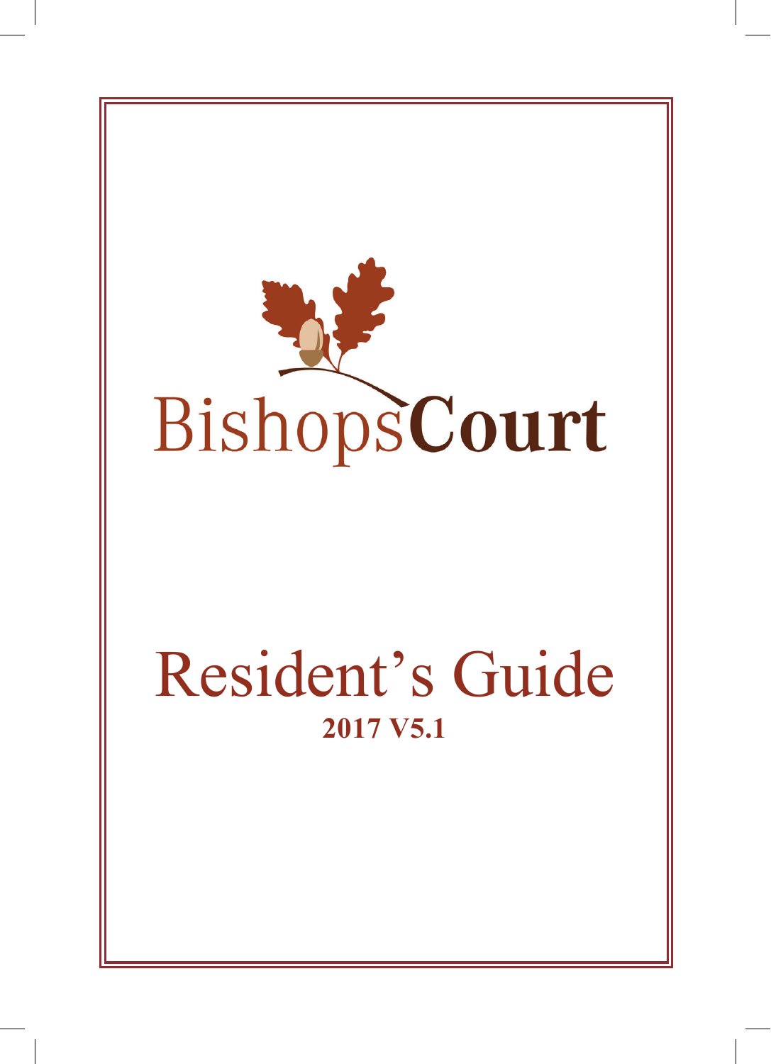BishopsCourt

# Resident's Guide

**2017 V5.1**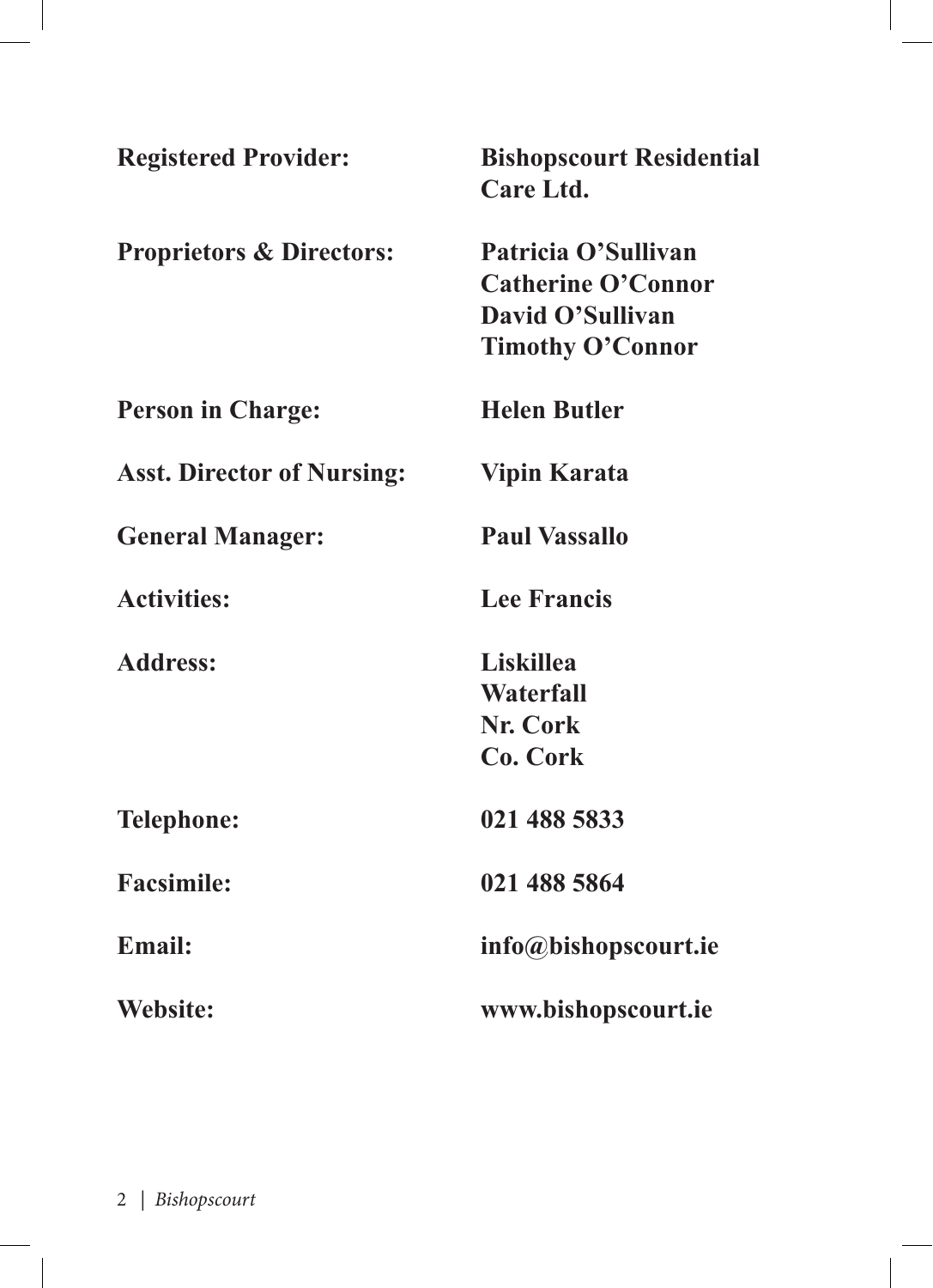| | |
|---|---|
| **Registered Provider:** | **Bishopscourt Residential Care Ltd.** |
| **Proprietors & Directors:** | **Patricia O'Sullivan**<br>**Catherine O'Connor**<br>**David O'Sullivan**<br>**Timothy O'Connor** |
| **Person in Charge:** | **Helen Butler** |
| **Asst. Director of Nursing:** | **Vipin Karata** |
| **General Manager:** | **Paul Vassallo** |
| **Activities:** | **Lee Francis** |
| **Address:** | **Liskillea**<br>**Waterfall**<br>**Nr. Cork**<br>**Co. Cork** |
| **Telephone:** | **021 488 5833** |
| **Facsimile:** | **021 488 5864** |
| **Email:** | **info@bishopscourt.ie** |
| **Website:** | **www.bishopscourt.ie** |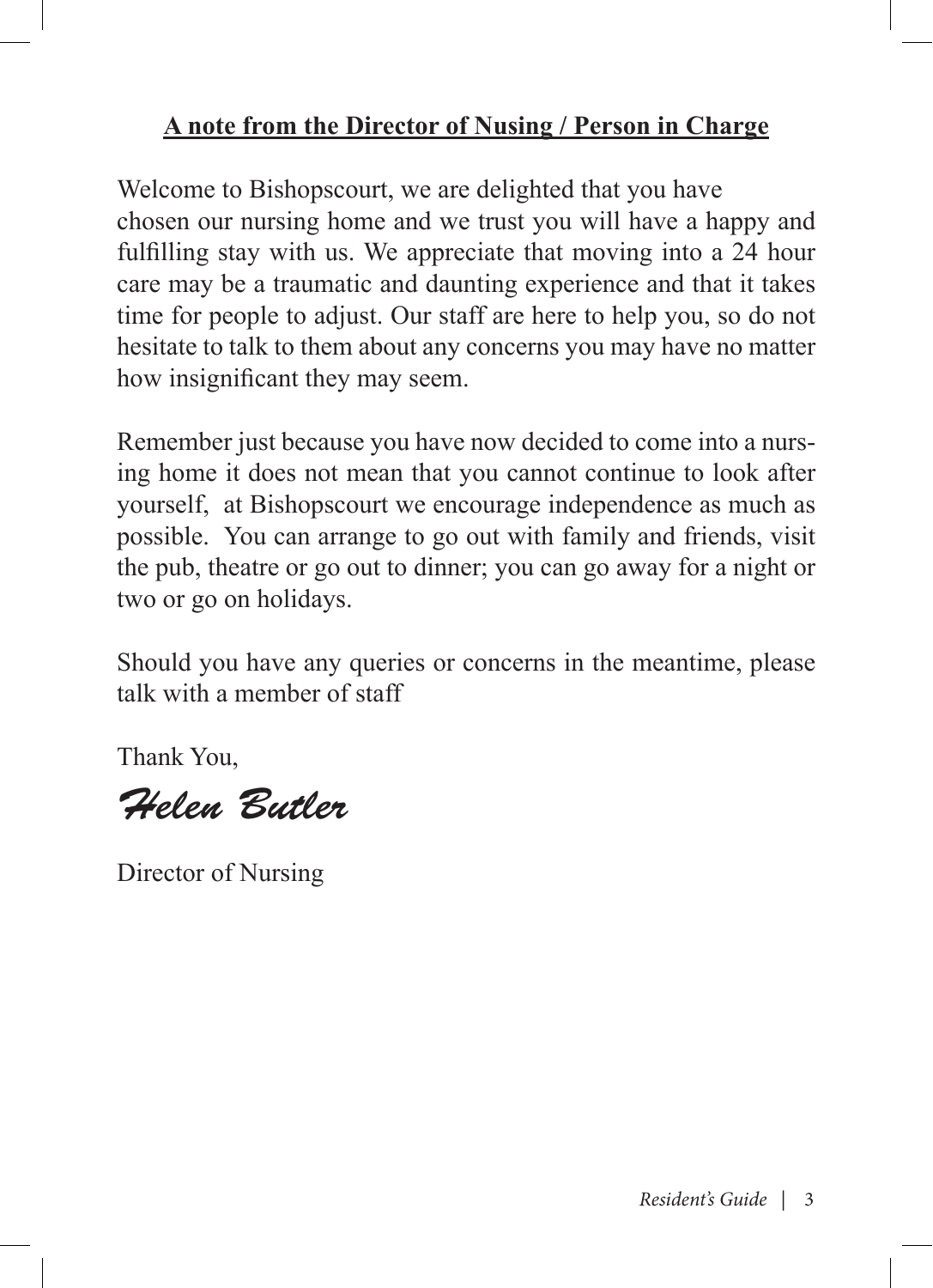**A note from the Director of Nusing / Person in Charge**

Welcome to Bishopscourt, we are delighted that you have chosen our nursing home and we trust you will have a happy and fulfilling stay with us. We appreciate that moving into a 24 hour care may be a traumatic and daunting experience and that it takes time for people to adjust. Our staff are here to help you, so do not hesitate to talk to them about any concerns you may have no matter how insignificant they may seem.

Remember just because you have now decided to come into a nursing home it does not mean that you cannot continue to look after yourself,  at Bishopscourt we encourage independence as much as possible.  You can arrange to go out with family and friends, visit the pub, theatre or go out to dinner; you can go away for a night or two or go on holidays.

Should you have any queries or concerns in the meantime, please talk with a member of staff

Thank You,

*Helen Butler*

Director of Nursing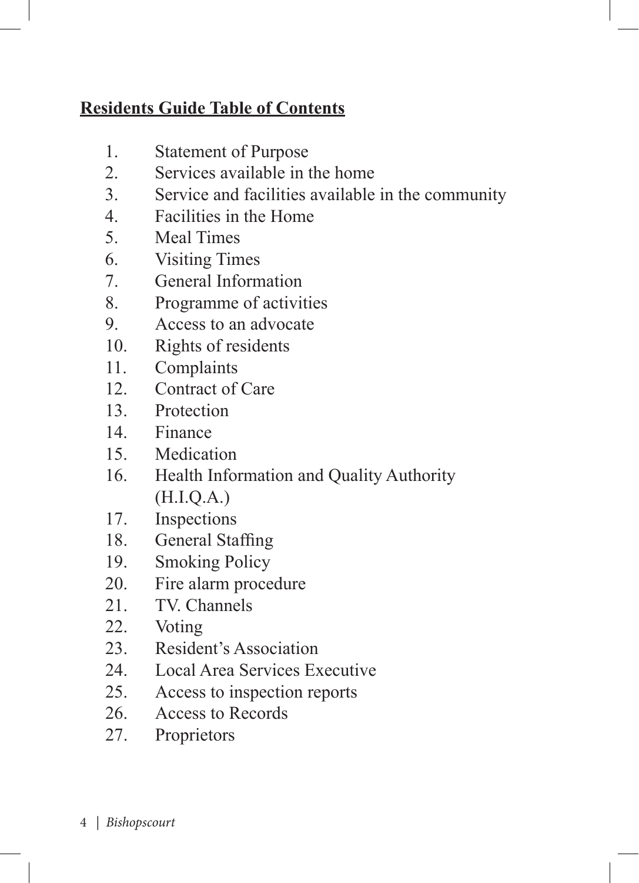## Residents Guide Table of Contents

1. Statement of Purpose
2. Services available in the home
3. Service and facilities available in the community
4. Facilities in the Home
5. Meal Times
6. Visiting Times
7. General Information
8. Programme of activities
9. Access to an advocate
10. Rights of residents
11. Complaints
12. Contract of Care
13. Protection
14. Finance
15. Medication
16. Health Information and Quality Authority (H.I.Q.A.)
17. Inspections
18. General Staffing
19. Smoking Policy
20. Fire alarm procedure
21. TV. Channels
22. Voting
23. Resident's Association
24. Local Area Services Executive
25. Access to inspection reports
26. Access to Records
27. Proprietors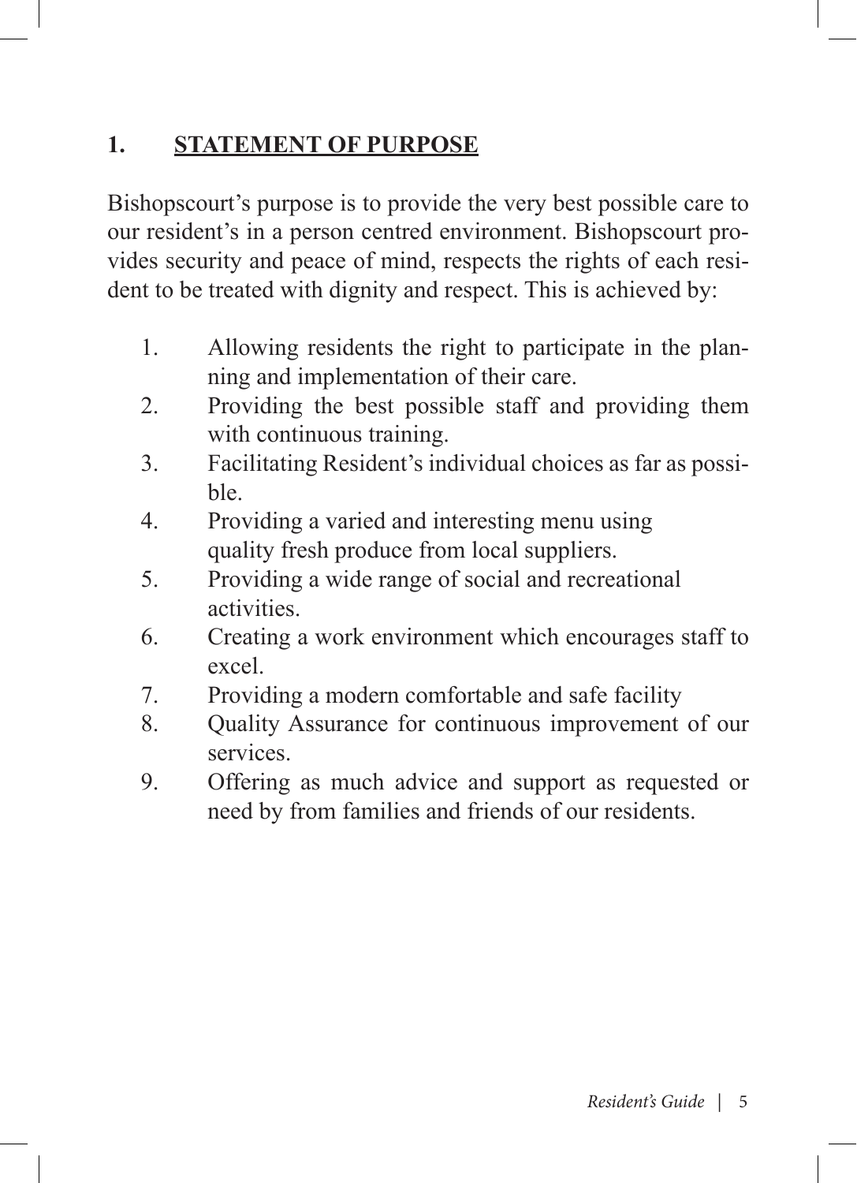## 1. STATEMENT OF PURPOSE

Bishopscourt's purpose is to provide the very best possible care to our resident's in a person centred environment. Bishopscourt provides security and peace of mind, respects the rights of each resident to be treated with dignity and respect. This is achieved by:

1. Allowing residents the right to participate in the planning and implementation of their care.
2. Providing the best possible staff and providing them with continuous training.
3. Facilitating Resident's individual choices as far as possible.
4. Providing a varied and interesting menu using quality fresh produce from local suppliers.
5. Providing a wide range of social and recreational activities.
6. Creating a work environment which encourages staff to excel.
7. Providing a modern comfortable and safe facility
8. Quality Assurance for continuous improvement of our services.
9. Offering as much advice and support as requested or need by from families and friends of our residents.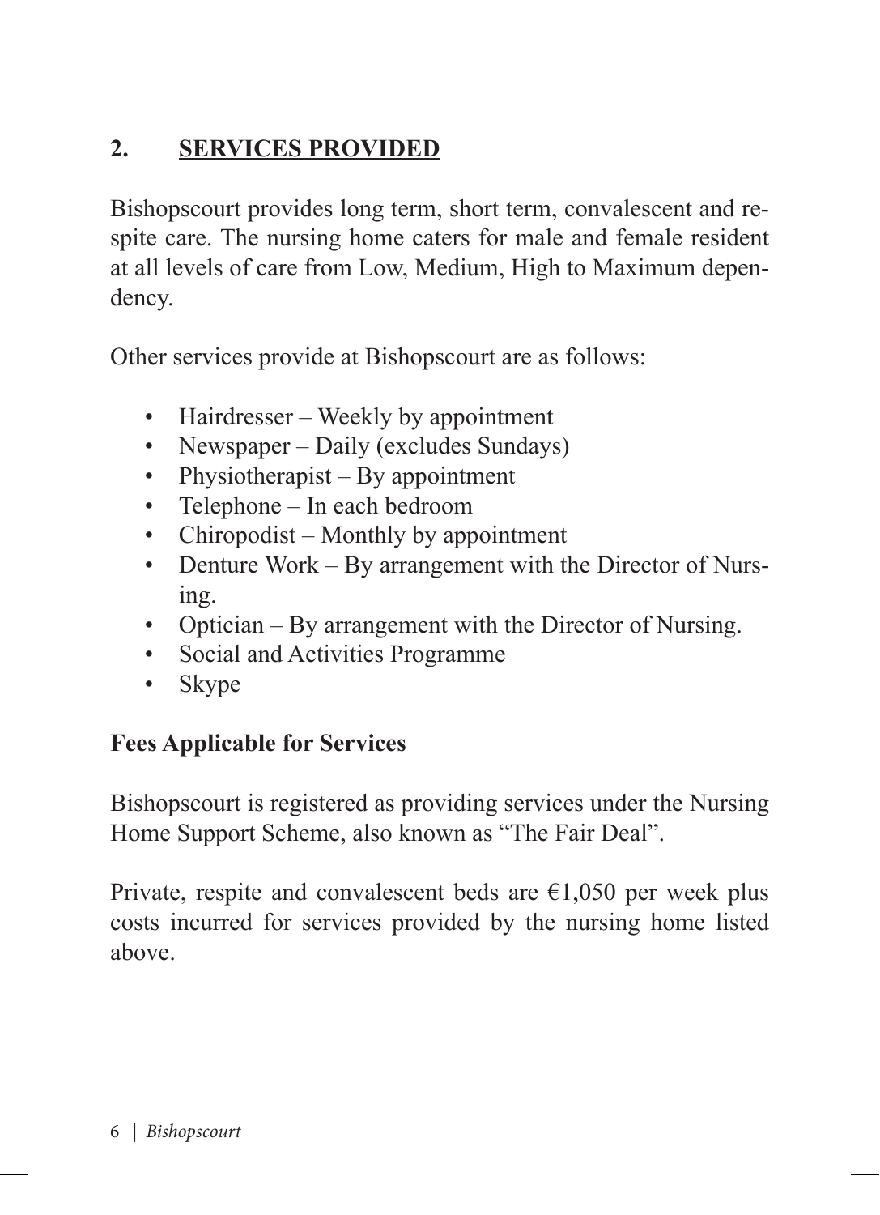## 2. SERVICES PROVIDED

Bishopscourt provides long term, short term, convalescent and respite care. The nursing home caters for male and female resident at all levels of care from Low, Medium, High to Maximum dependency.

Other services provide at Bishopscourt are as follows:

- Hairdresser – Weekly by appointment
- Newspaper – Daily (excludes Sundays)
- Physiotherapist – By appointment
- Telephone – In each bedroom
- Chiropodist – Monthly by appointment
- Denture Work – By arrangement with the Director of Nursing.
- Optician – By arrangement with the Director of Nursing.
- Social and Activities Programme
- Skype

**Fees Applicable for Services**

Bishopscourt is registered as providing services under the Nursing Home Support Scheme, also known as "The Fair Deal".

Private, respite and convalescent beds are €1,050 per week plus costs incurred for services provided by the nursing home listed above.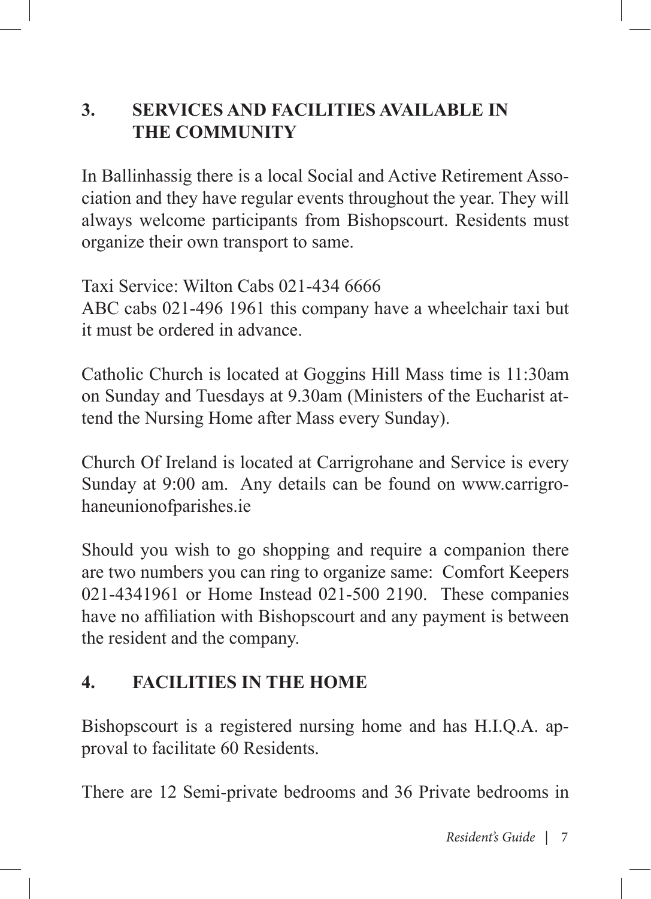## 3. SERVICES AND FACILITIES AVAILABLE IN THE COMMUNITY

In Ballinhassig there is a local Social and Active Retirement Association and they have regular events throughout the year. They will always welcome participants from Bishopscourt. Residents must organize their own transport to same.

Taxi Service: Wilton Cabs 021-434 6666
ABC cabs 021-496 1961 this company have a wheelchair taxi but it must be ordered in advance.

Catholic Church is located at Goggins Hill Mass time is 11:30am on Sunday and Tuesdays at 9.30am (Ministers of the Eucharist attend the Nursing Home after Mass every Sunday).

Church Of Ireland is located at Carrigrohane and Service is every Sunday at 9:00 am. Any details can be found on www.carrigrohaneunionofparishes.ie

Should you wish to go shopping and require a companion there are two numbers you can ring to organize same: Comfort Keepers 021-4341961 or Home Instead 021-500 2190. These companies have no affiliation with Bishopscourt and any payment is between the resident and the company.

## 4. FACILITIES IN THE HOME

Bishopscourt is a registered nursing home and has H.I.Q.A. approval to facilitate 60 Residents.

There are 12 Semi-private bedrooms and 36 Private bedrooms in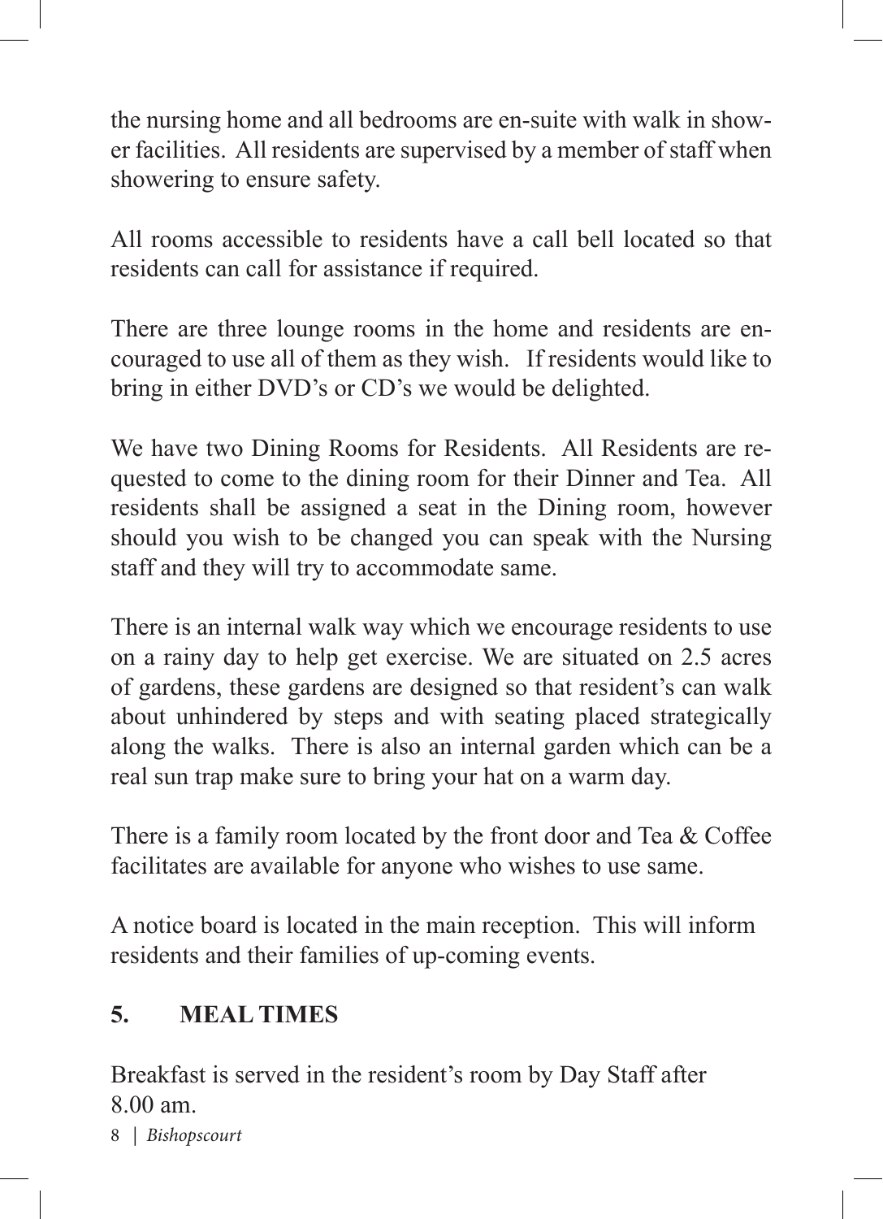the nursing home and all bedrooms are en-suite with walk in shower facilities. All residents are supervised by a member of staff when showering to ensure safety.

All rooms accessible to residents have a call bell located so that residents can call for assistance if required.

There are three lounge rooms in the home and residents are encouraged to use all of them as they wish. If residents would like to bring in either DVD's or CD's we would be delighted.

We have two Dining Rooms for Residents. All Residents are requested to come to the dining room for their Dinner and Tea. All residents shall be assigned a seat in the Dining room, however should you wish to be changed you can speak with the Nursing staff and they will try to accommodate same.

There is an internal walk way which we encourage residents to use on a rainy day to help get exercise. We are situated on 2.5 acres of gardens, these gardens are designed so that resident's can walk about unhindered by steps and with seating placed strategically along the walks. There is also an internal garden which can be a real sun trap make sure to bring your hat on a warm day.

There is a family room located by the front door and Tea & Coffee facilitates are available for anyone who wishes to use same.

A notice board is located in the main reception. This will inform residents and their families of up-coming events.

## 5. MEAL TIMES

Breakfast is served in the resident's room by Day Staff after 8.00 am.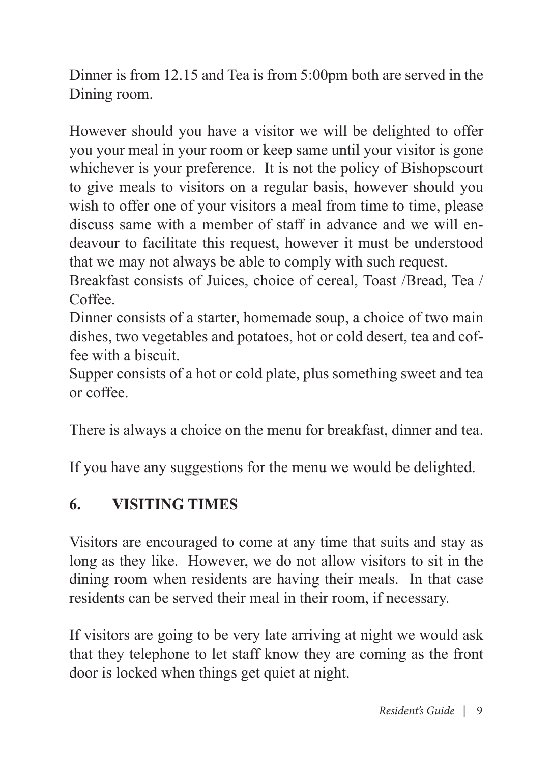Dinner is from 12.15 and Tea is from 5:00pm both are served in the Dining room.

However should you have a visitor we will be delighted to offer you your meal in your room or keep same until your visitor is gone whichever is your preference. It is not the policy of Bishopscourt to give meals to visitors on a regular basis, however should you wish to offer one of your visitors a meal from time to time, please discuss same with a member of staff in advance and we will endeavour to facilitate this request, however it must be understood that we may not always be able to comply with such request.
Breakfast consists of Juices, choice of cereal, Toast /Bread, Tea / Coffee.
Dinner consists of a starter, homemade soup, a choice of two main dishes, two vegetables and potatoes, hot or cold desert, tea and coffee with a biscuit.
Supper consists of a hot or cold plate, plus something sweet and tea or coffee.

There is always a choice on the menu for breakfast, dinner and tea.

If you have any suggestions for the menu we would be delighted.

## 6. VISITING TIMES

Visitors are encouraged to come at any time that suits and stay as long as they like. However, we do not allow visitors to sit in the dining room when residents are having their meals. In that case residents can be served their meal in their room, if necessary.

If visitors are going to be very late arriving at night we would ask that they telephone to let staff know they are coming as the front door is locked when things get quiet at night.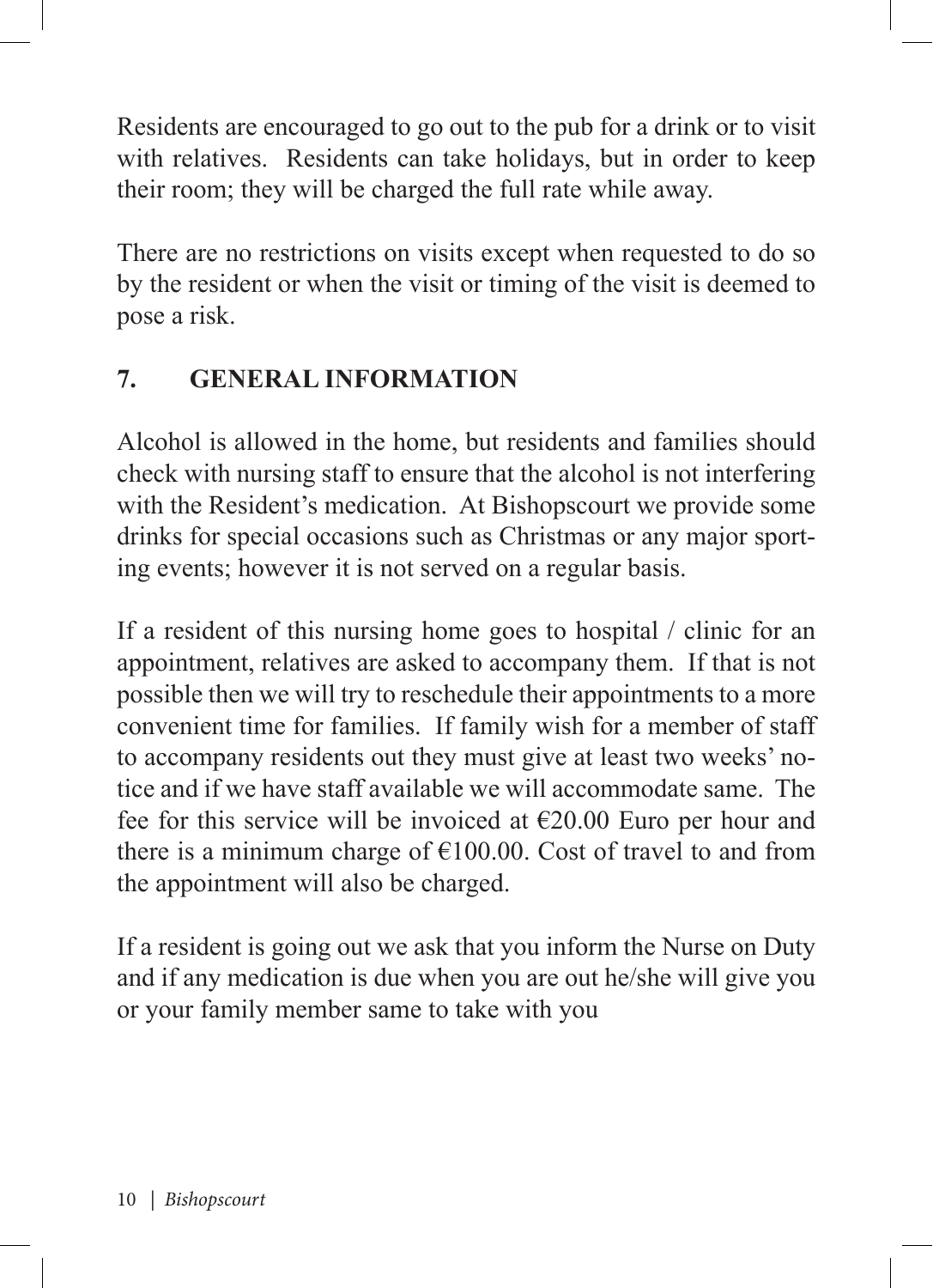Residents are encouraged to go out to the pub for a drink or to visit with relatives. Residents can take holidays, but in order to keep their room; they will be charged the full rate while away.

There are no restrictions on visits except when requested to do so by the resident or when the visit or timing of the visit is deemed to pose a risk.

## 7. GENERAL INFORMATION

Alcohol is allowed in the home, but residents and families should check with nursing staff to ensure that the alcohol is not interfering with the Resident's medication. At Bishopscourt we provide some drinks for special occasions such as Christmas or any major sporting events; however it is not served on a regular basis.

If a resident of this nursing home goes to hospital / clinic for an appointment, relatives are asked to accompany them. If that is not possible then we will try to reschedule their appointments to a more convenient time for families. If family wish for a member of staff to accompany residents out they must give at least two weeks' notice and if we have staff available we will accommodate same. The fee for this service will be invoiced at €20.00 Euro per hour and there is a minimum charge of €100.00. Cost of travel to and from the appointment will also be charged.

If a resident is going out we ask that you inform the Nurse on Duty and if any medication is due when you are out he/she will give you or your family member same to take with you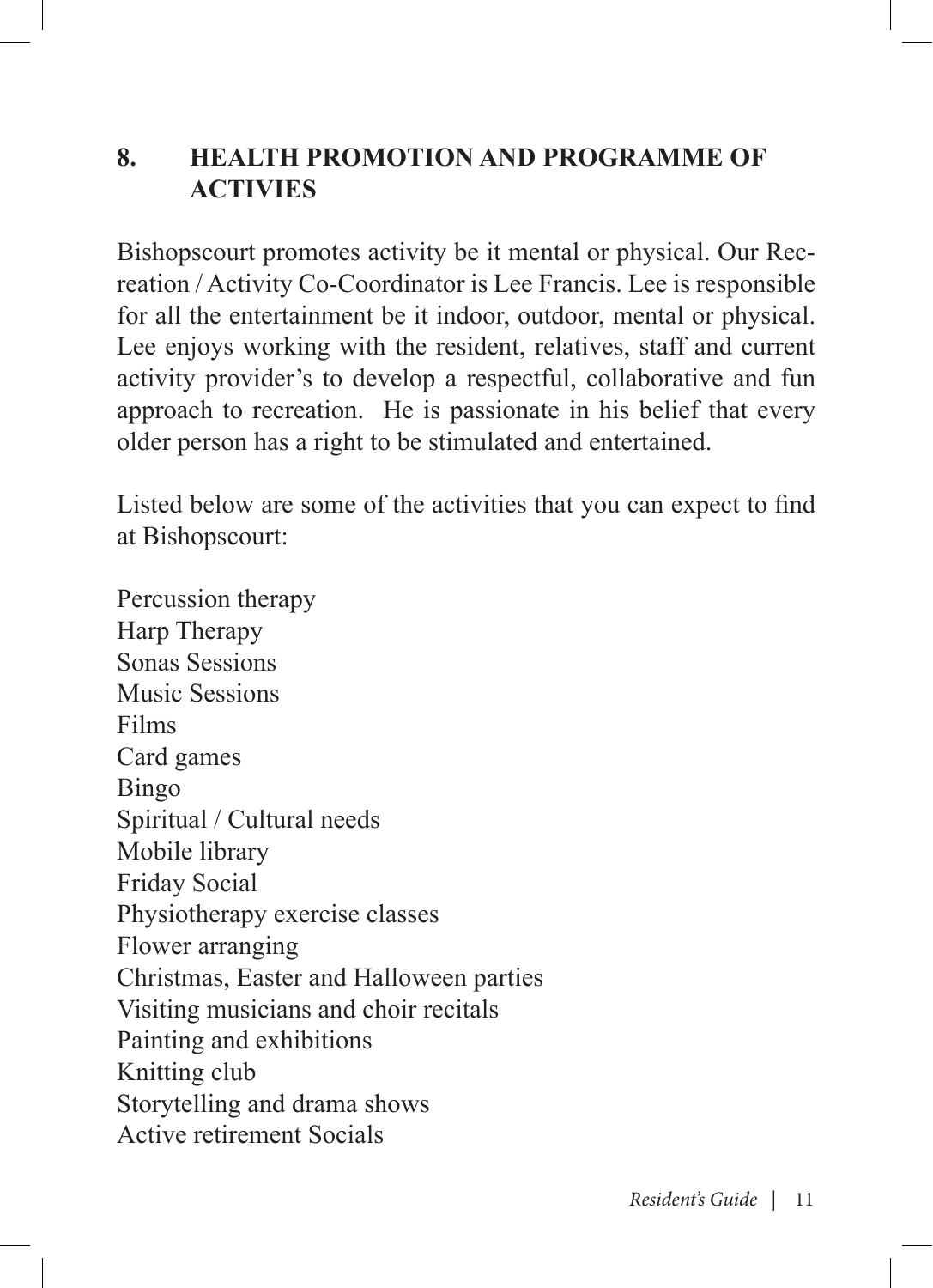## 8. HEALTH PROMOTION AND PROGRAMME OF ACTIVIES

Bishopscourt promotes activity be it mental or physical. Our Recreation / Activity Co-Coordinator is Lee Francis. Lee is responsible for all the entertainment be it indoor, outdoor, mental or physical. Lee enjoys working with the resident, relatives, staff and current activity provider's to develop a respectful, collaborative and fun approach to recreation. He is passionate in his belief that every older person has a right to be stimulated and entertained.

Listed below are some of the activities that you can expect to find at Bishopscourt:

Percussion therapy
Harp Therapy
Sonas Sessions
Music Sessions
Films
Card games
Bingo
Spiritual / Cultural needs
Mobile library
Friday Social
Physiotherapy exercise classes
Flower arranging
Christmas, Easter and Halloween parties
Visiting musicians and choir recitals
Painting and exhibitions
Knitting club
Storytelling and drama shows
Active retirement Socials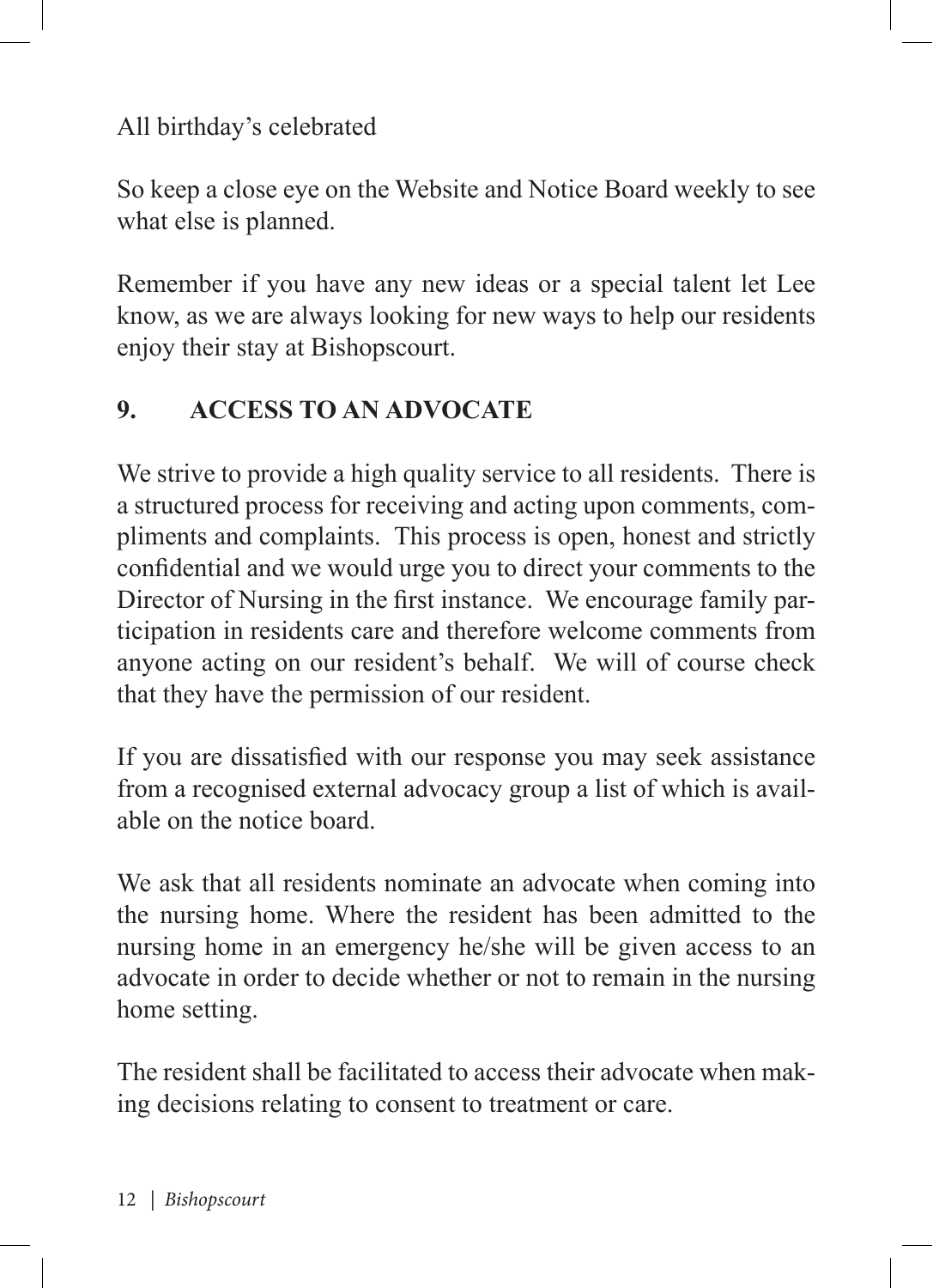All birthday's celebrated

So keep a close eye on the Website and Notice Board weekly to see what else is planned.

Remember if you have any new ideas or a special talent let Lee know, as we are always looking for new ways to help our residents enjoy their stay at Bishopscourt.

## 9. ACCESS TO AN ADVOCATE

We strive to provide a high quality service to all residents. There is a structured process for receiving and acting upon comments, compliments and complaints. This process is open, honest and strictly confidential and we would urge you to direct your comments to the Director of Nursing in the first instance. We encourage family participation in residents care and therefore welcome comments from anyone acting on our resident's behalf. We will of course check that they have the permission of our resident.

If you are dissatisfied with our response you may seek assistance from a recognised external advocacy group a list of which is available on the notice board.

We ask that all residents nominate an advocate when coming into the nursing home. Where the resident has been admitted to the nursing home in an emergency he/she will be given access to an advocate in order to decide whether or not to remain in the nursing home setting.

The resident shall be facilitated to access their advocate when making decisions relating to consent to treatment or care.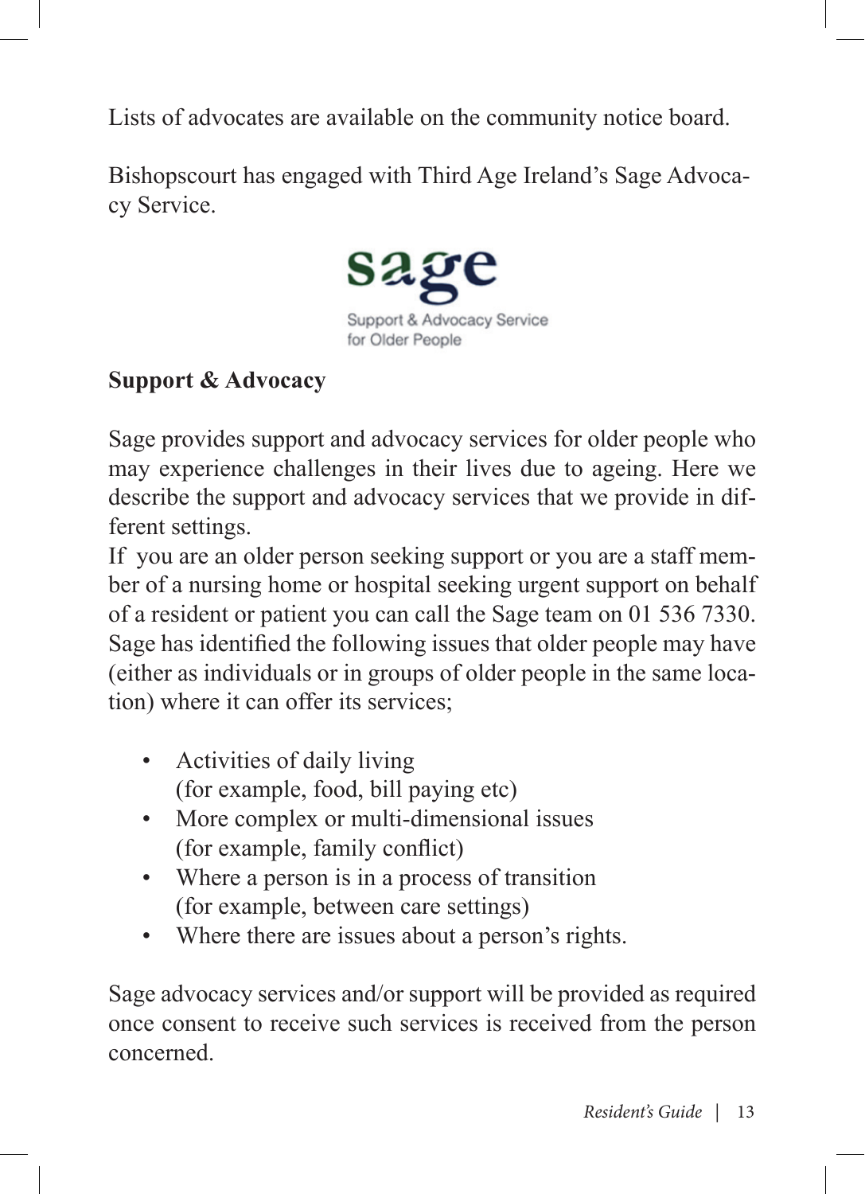Lists of advocates are available on the community notice board.

Bishopscourt has engaged with Third Age Ireland's Sage Advocacy Service.

sage

Support & Advocacy Service for Older People

**Support & Advocacy**

Sage provides support and advocacy services for older people who may experience challenges in their lives due to ageing. Here we describe the support and advocacy services that we provide in different settings.

If you are an older person seeking support or you are a staff member of a nursing home or hospital seeking urgent support on behalf of a resident or patient you can call the Sage team on 01 536 7330. Sage has identified the following issues that older people may have (either as individuals or in groups of older people in the same location) where it can offer its services;

- Activities of daily living (for example, food, bill paying etc)
- More complex or multi-dimensional issues (for example, family conflict)
- Where a person is in a process of transition (for example, between care settings)
- Where there are issues about a person's rights.

Sage advocacy services and/or support will be provided as required once consent to receive such services is received from the person concerned.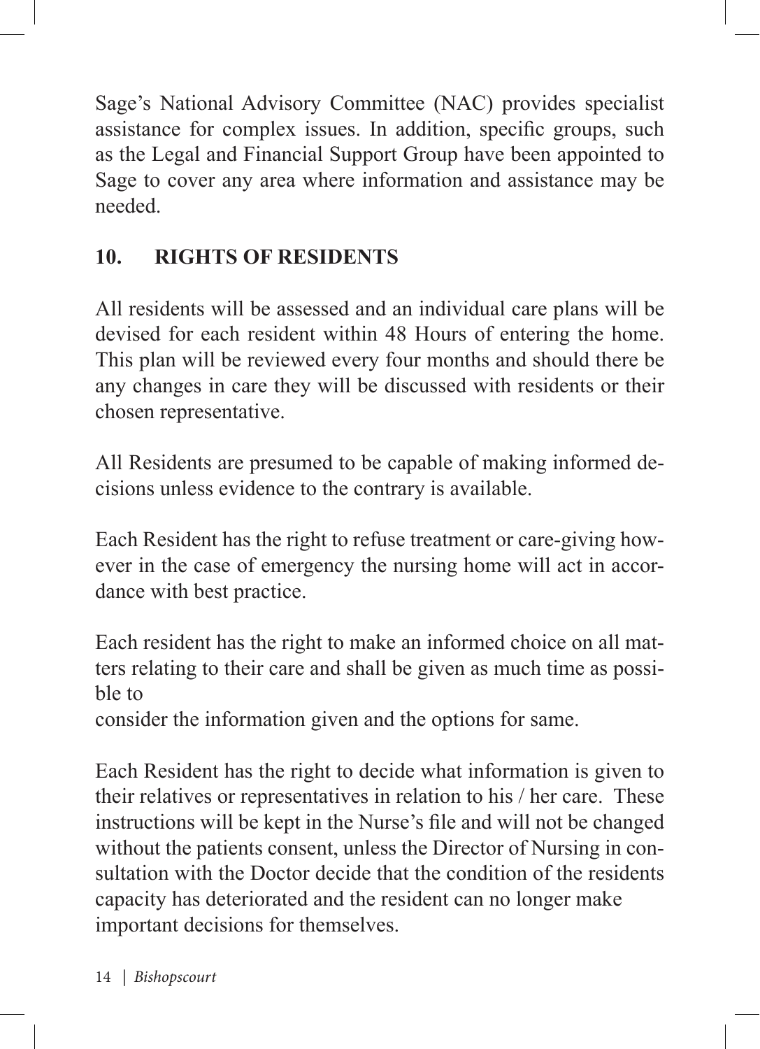Sage's National Advisory Committee (NAC) provides specialist assistance for complex issues. In addition, specific groups, such as the Legal and Financial Support Group have been appointed to Sage to cover any area where information and assistance may be needed.

## 10. RIGHTS OF RESIDENTS

All residents will be assessed and an individual care plans will be devised for each resident within 48 Hours of entering the home. This plan will be reviewed every four months and should there be any changes in care they will be discussed with residents or their chosen representative.

All Residents are presumed to be capable of making informed decisions unless evidence to the contrary is available.

Each Resident has the right to refuse treatment or care-giving however in the case of emergency the nursing home will act in accordance with best practice.

Each resident has the right to make an informed choice on all matters relating to their care and shall be given as much time as possible to consider the information given and the options for same.

Each Resident has the right to decide what information is given to their relatives or representatives in relation to his / her care. These instructions will be kept in the Nurse's file and will not be changed without the patients consent, unless the Director of Nursing in consultation with the Doctor decide that the condition of the residents capacity has deteriorated and the resident can no longer make important decisions for themselves.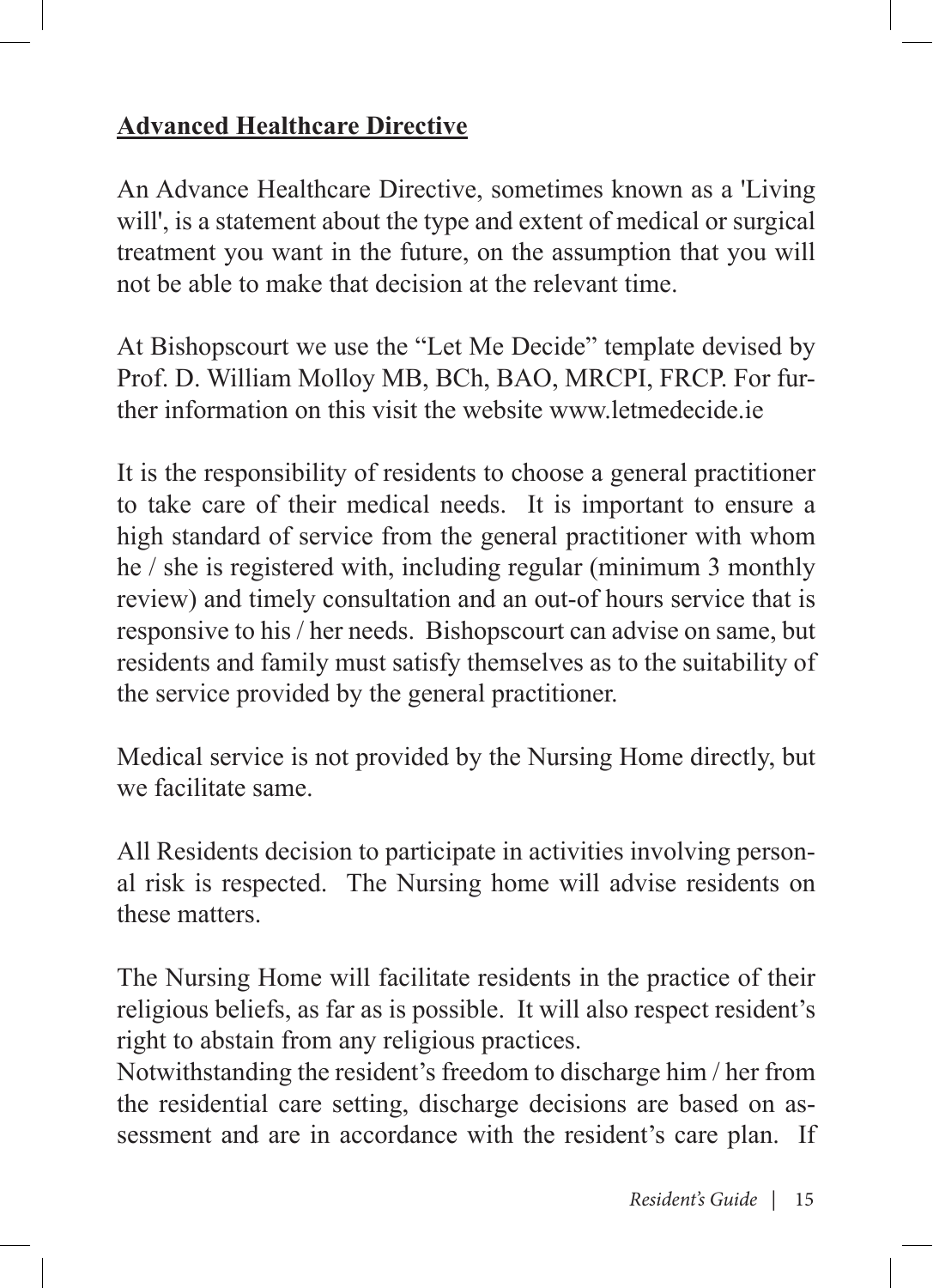**Advanced Healthcare Directive**

An Advance Healthcare Directive, sometimes known as a 'Living will', is a statement about the type and extent of medical or surgical treatment you want in the future, on the assumption that you will not be able to make that decision at the relevant time.

At Bishopscourt we use the "Let Me Decide" template devised by Prof. D. William Molloy MB, BCh, BAO, MRCPI, FRCP. For further information on this visit the website www.letmedecide.ie

It is the responsibility of residents to choose a general practitioner to take care of their medical needs. It is important to ensure a high standard of service from the general practitioner with whom he / she is registered with, including regular (minimum 3 monthly review) and timely consultation and an out-of hours service that is responsive to his / her needs. Bishopscourt can advise on same, but residents and family must satisfy themselves as to the suitability of the service provided by the general practitioner.

Medical service is not provided by the Nursing Home directly, but we facilitate same.

All Residents decision to participate in activities involving personal risk is respected. The Nursing home will advise residents on these matters.

The Nursing Home will facilitate residents in the practice of their religious beliefs, as far as is possible. It will also respect resident's right to abstain from any religious practices.

Notwithstanding the resident's freedom to discharge him / her from the residential care setting, discharge decisions are based on assessment and are in accordance with the resident's care plan. If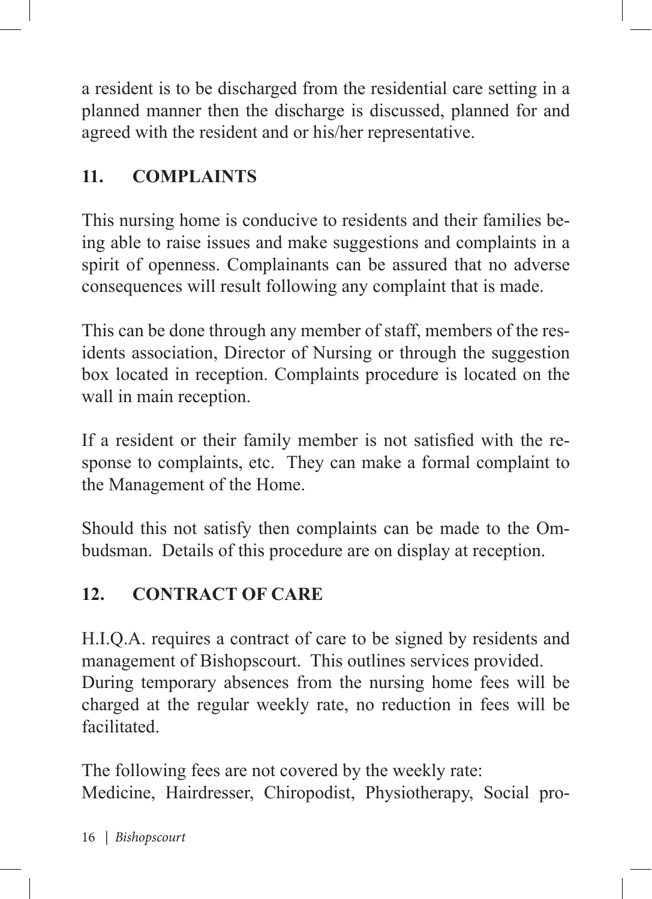a resident is to be discharged from the residential care setting in a planned manner then the discharge is discussed, planned for and agreed with the resident and or his/her representative.

## 11. COMPLAINTS

This nursing home is conducive to residents and their families being able to raise issues and make suggestions and complaints in a spirit of openness. Complainants can be assured that no adverse consequences will result following any complaint that is made.

This can be done through any member of staff, members of the residents association, Director of Nursing or through the suggestion box located in reception. Complaints procedure is located on the wall in main reception.

If a resident or their family member is not satisfied with the response to complaints, etc. They can make a formal complaint to the Management of the Home.

Should this not satisfy then complaints can be made to the Ombudsman. Details of this procedure are on display at reception.

## 12. CONTRACT OF CARE

H.I.Q.A. requires a contract of care to be signed by residents and management of Bishopscourt. This outlines services provided. During temporary absences from the nursing home fees will be charged at the regular weekly rate, no reduction in fees will be facilitated.

The following fees are not covered by the weekly rate:
Medicine, Hairdresser, Chiropodist, Physiotherapy, Social pro-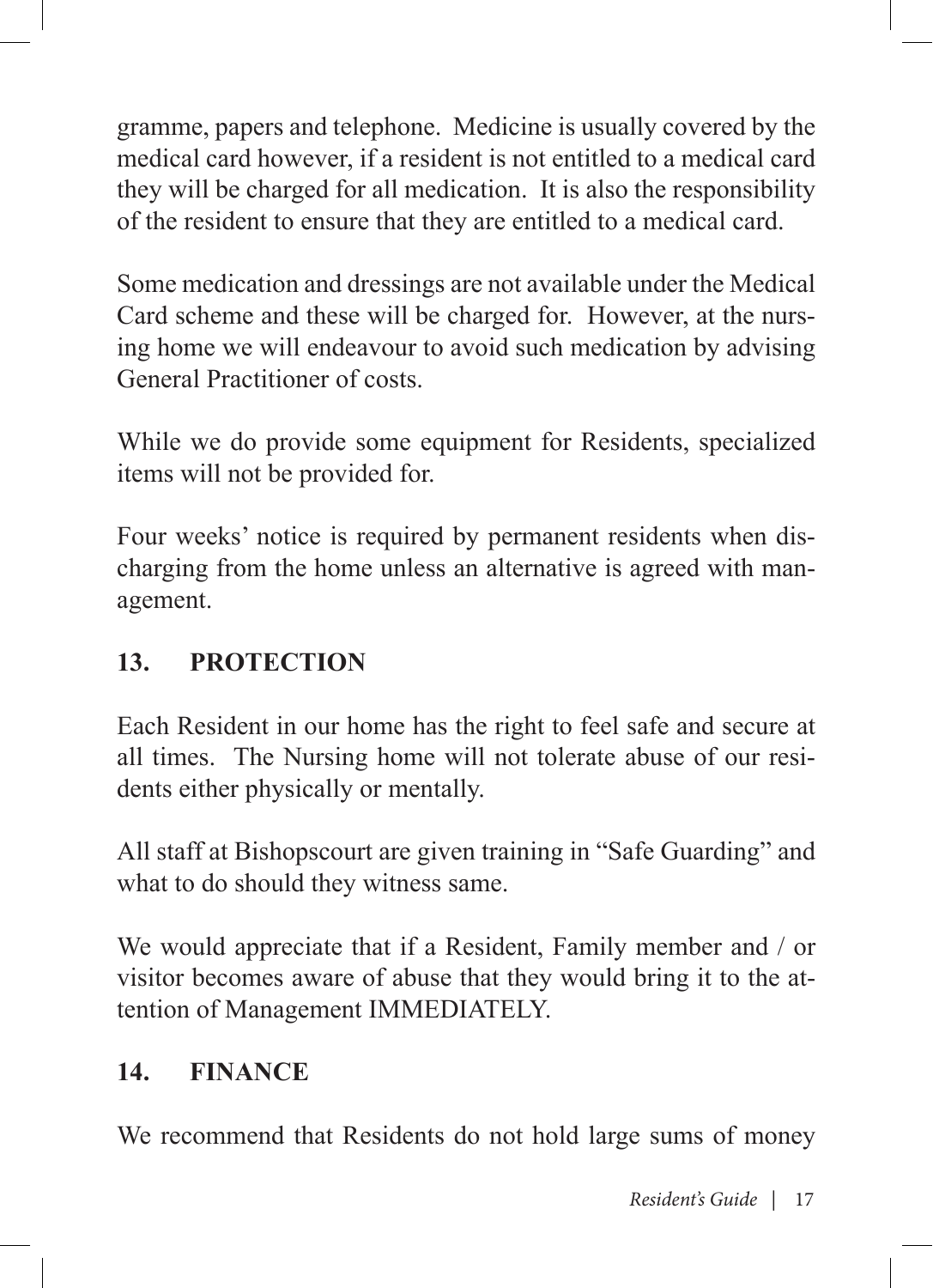gramme, papers and telephone. Medicine is usually covered by the medical card however, if a resident is not entitled to a medical card they will be charged for all medication. It is also the responsibility of the resident to ensure that they are entitled to a medical card.

Some medication and dressings are not available under the Medical Card scheme and these will be charged for. However, at the nursing home we will endeavour to avoid such medication by advising General Practitioner of costs.

While we do provide some equipment for Residents, specialized items will not be provided for.

Four weeks' notice is required by permanent residents when discharging from the home unless an alternative is agreed with management.

## 13. PROTECTION

Each Resident in our home has the right to feel safe and secure at all times. The Nursing home will not tolerate abuse of our residents either physically or mentally.

All staff at Bishopscourt are given training in "Safe Guarding" and what to do should they witness same.

We would appreciate that if a Resident, Family member and / or visitor becomes aware of abuse that they would bring it to the attention of Management IMMEDIATELY.

## 14. FINANCE

We recommend that Residents do not hold large sums of money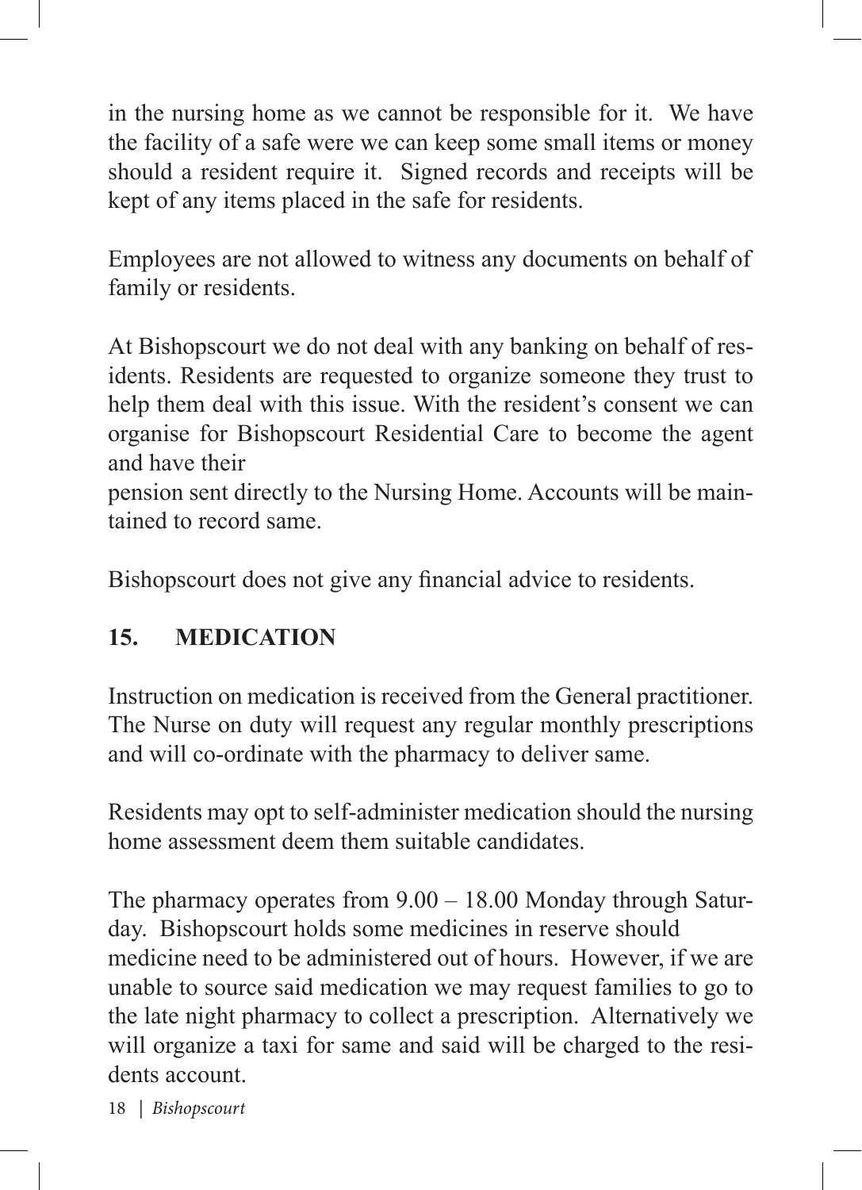in the nursing home as we cannot be responsible for it. We have the facility of a safe were we can keep some small items or money should a resident require it. Signed records and receipts will be kept of any items placed in the safe for residents.

Employees are not allowed to witness any documents on behalf of family or residents.

At Bishopscourt we do not deal with any banking on behalf of residents. Residents are requested to organize someone they trust to help them deal with this issue. With the resident's consent we can organise for Bishopscourt Residential Care to become the agent and have their pension sent directly to the Nursing Home. Accounts will be maintained to record same.

Bishopscourt does not give any financial advice to residents.

## 15. MEDICATION

Instruction on medication is received from the General practitioner. The Nurse on duty will request any regular monthly prescriptions and will co-ordinate with the pharmacy to deliver same.

Residents may opt to self-administer medication should the nursing home assessment deem them suitable candidates.

The pharmacy operates from 9.00 – 18.00 Monday through Saturday. Bishopscourt holds some medicines in reserve should medicine need to be administered out of hours. However, if we are unable to source said medication we may request families to go to the late night pharmacy to collect a prescription. Alternatively we will organize a taxi for same and said will be charged to the residents account.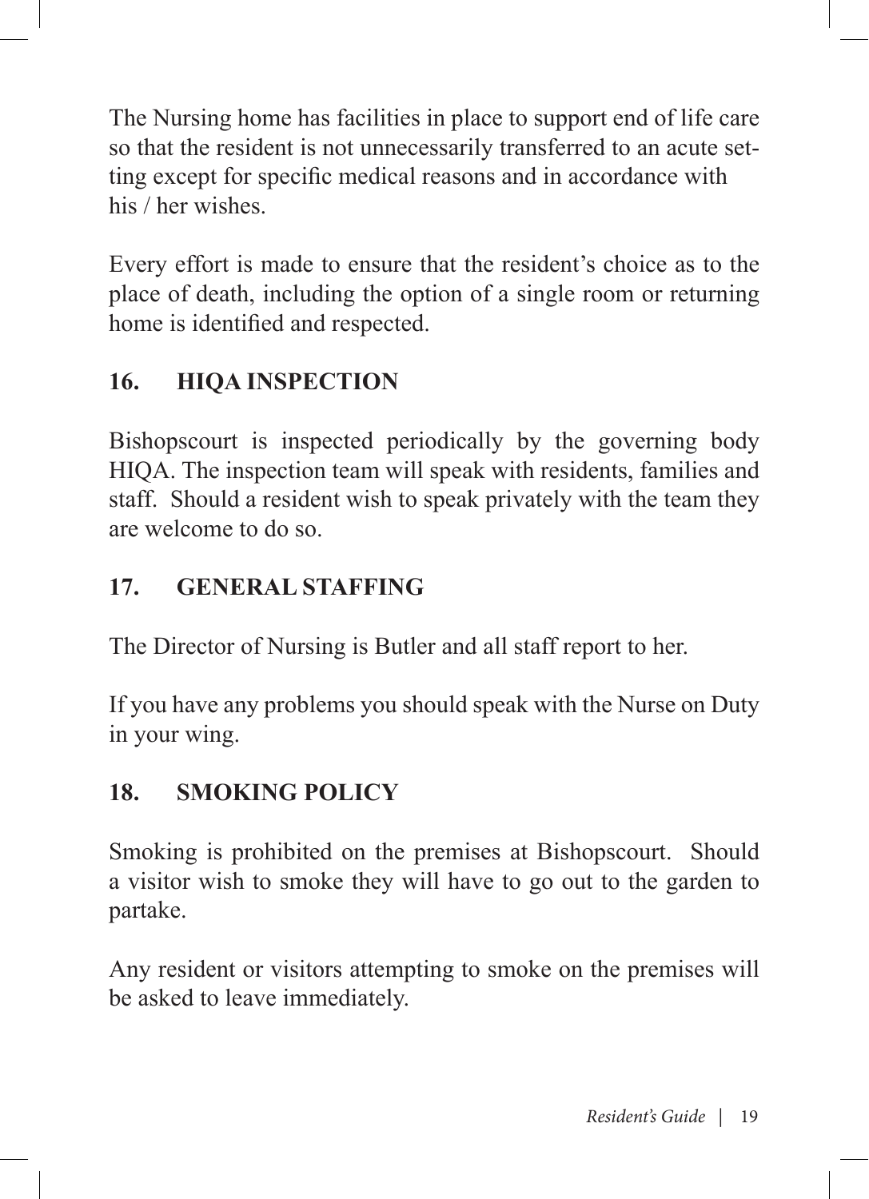The Nursing home has facilities in place to support end of life care so that the resident is not unnecessarily transferred to an acute setting except for specific medical reasons and in accordance with his / her wishes.

Every effort is made to ensure that the resident's choice as to the place of death, including the option of a single room or returning home is identified and respected.

## 16. HIQA INSPECTION

Bishopscourt is inspected periodically by the governing body HIQA. The inspection team will speak with residents, families and staff. Should a resident wish to speak privately with the team they are welcome to do so.

## 17. GENERAL STAFFING

The Director of Nursing is Butler and all staff report to her.

If you have any problems you should speak with the Nurse on Duty in your wing.

## 18. SMOKING POLICY

Smoking is prohibited on the premises at Bishopscourt. Should a visitor wish to smoke they will have to go out to the garden to partake.

Any resident or visitors attempting to smoke on the premises will be asked to leave immediately.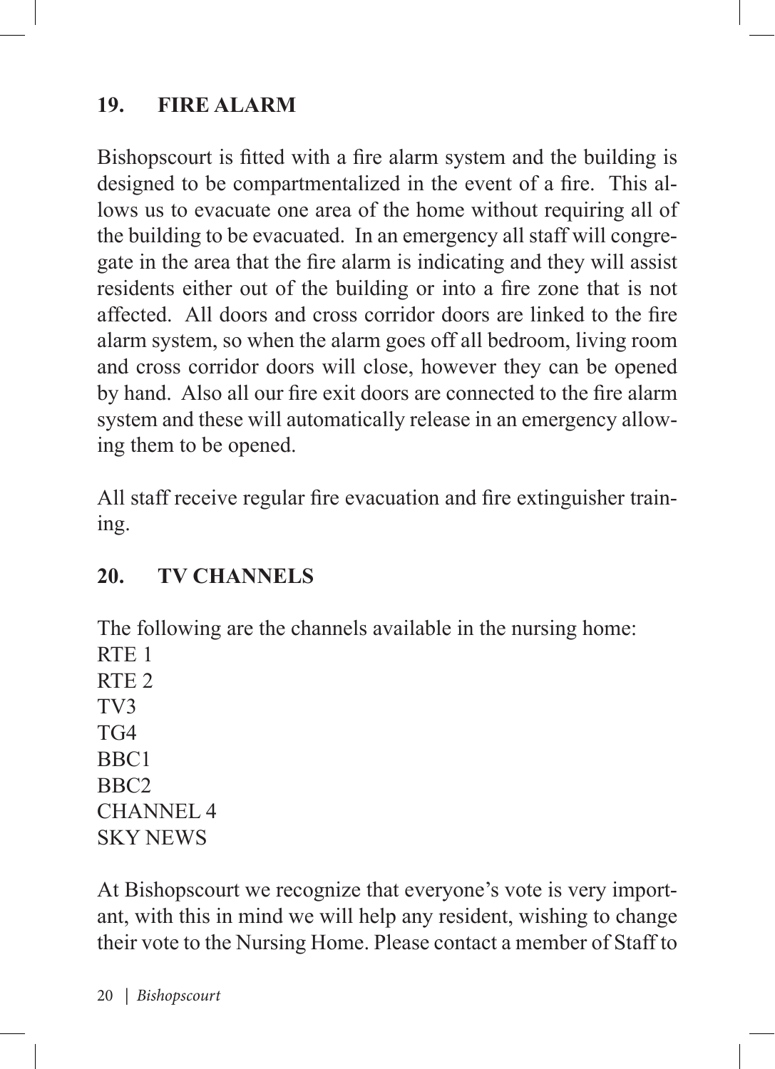## 19. FIRE ALARM

Bishopscourt is fitted with a fire alarm system and the building is designed to be compartmentalized in the event of a fire. This allows us to evacuate one area of the home without requiring all of the building to be evacuated. In an emergency all staff will congregate in the area that the fire alarm is indicating and they will assist residents either out of the building or into a fire zone that is not affected. All doors and cross corridor doors are linked to the fire alarm system, so when the alarm goes off all bedroom, living room and cross corridor doors will close, however they can be opened by hand. Also all our fire exit doors are connected to the fire alarm system and these will automatically release in an emergency allowing them to be opened.

All staff receive regular fire evacuation and fire extinguisher training.

## 20. TV CHANNELS

The following are the channels available in the nursing home:
RTE 1
RTE 2
TV3
TG4
BBC1
BBC2
CHANNEL 4
SKY NEWS

At Bishopscourt we recognize that everyone's vote is very important, with this in mind we will help any resident, wishing to change their vote to the Nursing Home. Please contact a member of Staff to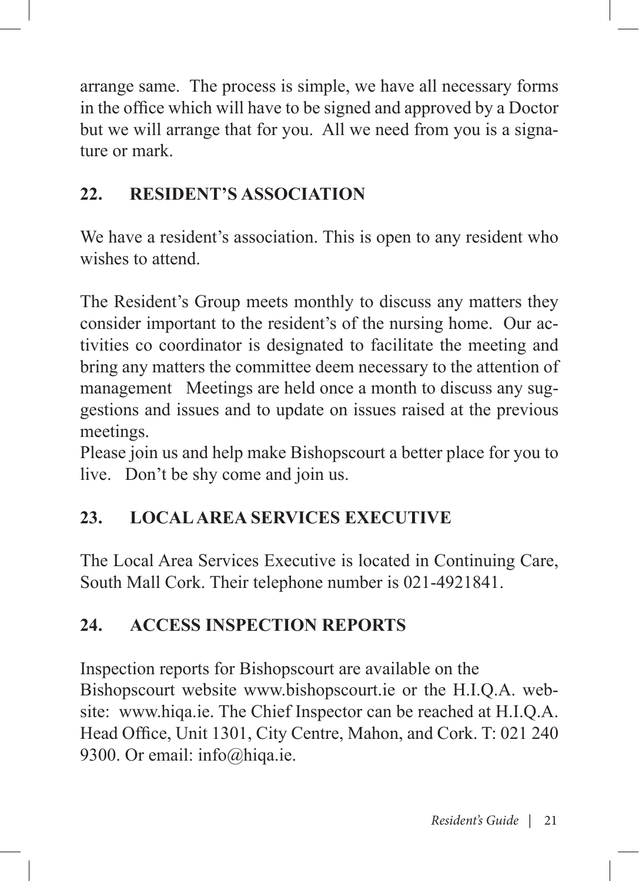arrange same. The process is simple, we have all necessary forms in the office which will have to be signed and approved by a Doctor but we will arrange that for you. All we need from you is a signature or mark.

## 22. RESIDENT'S ASSOCIATION

We have a resident's association. This is open to any resident who wishes to attend.

The Resident's Group meets monthly to discuss any matters they consider important to the resident's of the nursing home. Our activities co coordinator is designated to facilitate the meeting and bring any matters the committee deem necessary to the attention of management Meetings are held once a month to discuss any suggestions and issues and to update on issues raised at the previous meetings.
Please join us and help make Bishopscourt a better place for you to live. Don't be shy come and join us.

## 23. LOCAL AREA SERVICES EXECUTIVE

The Local Area Services Executive is located in Continuing Care, South Mall Cork. Their telephone number is 021-4921841.

## 24. ACCESS INSPECTION REPORTS

Inspection reports for Bishopscourt are available on the Bishopscourt website www.bishopscourt.ie or the H.I.Q.A. website: www.hiqa.ie. The Chief Inspector can be reached at H.I.Q.A. Head Office, Unit 1301, City Centre, Mahon, and Cork. T: 021 240 9300. Or email: info@hiqa.ie.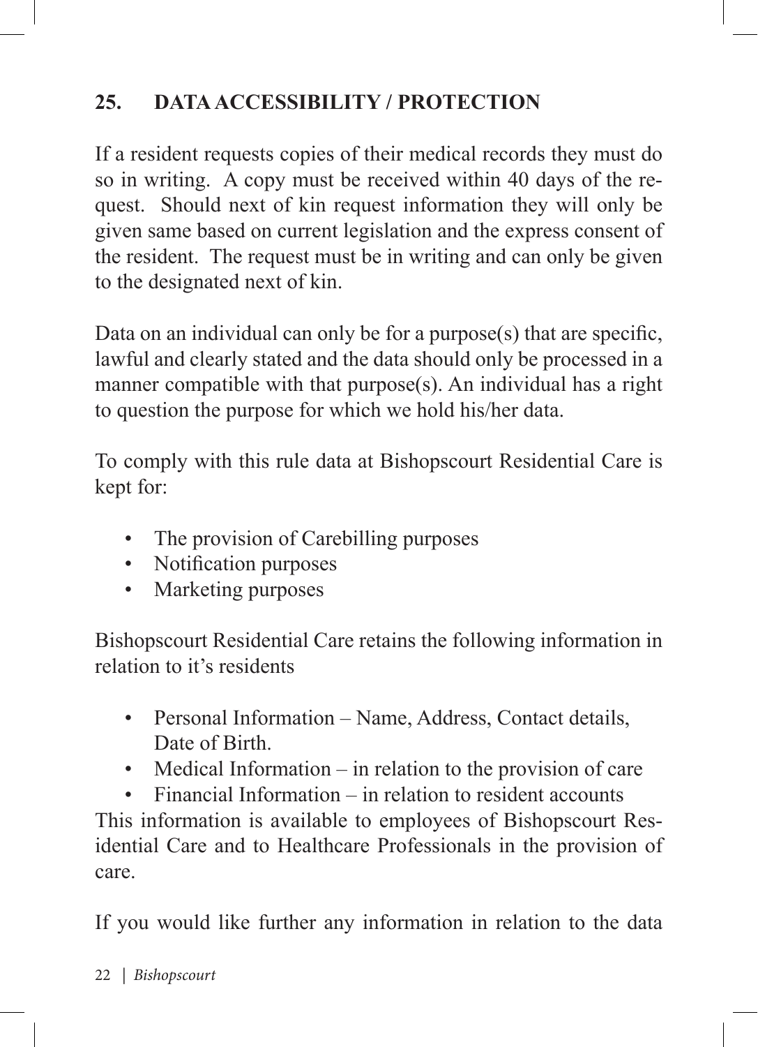## 25. DATA ACCESSIBILITY / PROTECTION

If a resident requests copies of their medical records they must do so in writing. A copy must be received within 40 days of the request. Should next of kin request information they will only be given same based on current legislation and the express consent of the resident. The request must be in writing and can only be given to the designated next of kin.

Data on an individual can only be for a purpose(s) that are specific, lawful and clearly stated and the data should only be processed in a manner compatible with that purpose(s). An individual has a right to question the purpose for which we hold his/her data.

To comply with this rule data at Bishopscourt Residential Care is kept for:

- The provision of Carebilling purposes
- Notification purposes
- Marketing purposes

Bishopscourt Residential Care retains the following information in relation to it's residents

- Personal Information – Name, Address, Contact details, Date of Birth.
- Medical Information – in relation to the provision of care
- Financial Information – in relation to resident accounts

This information is available to employees of Bishopscourt Residential Care and to Healthcare Professionals in the provision of care.

If you would like further any information in relation to the data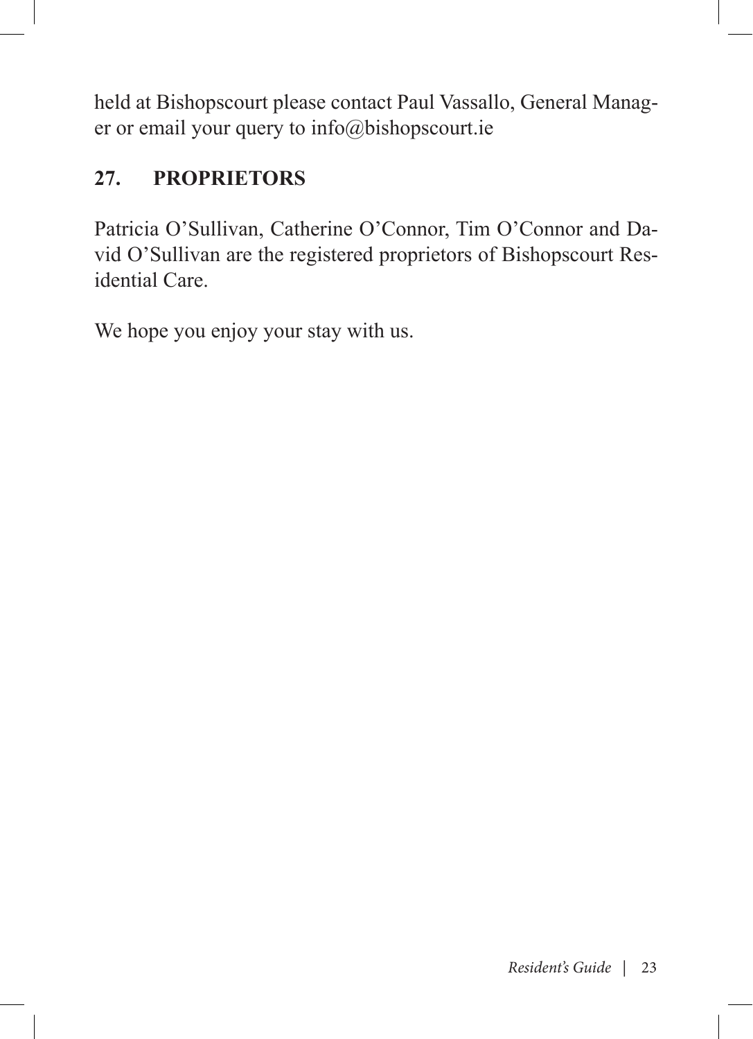held at Bishopscourt please contact Paul Vassallo, General Manager or email your query to info@bishopscourt.ie

## 27. PROPRIETORS

Patricia O'Sullivan, Catherine O'Connor, Tim O'Connor and David O'Sullivan are the registered proprietors of Bishopscourt Residential Care.

We hope you enjoy your stay with us.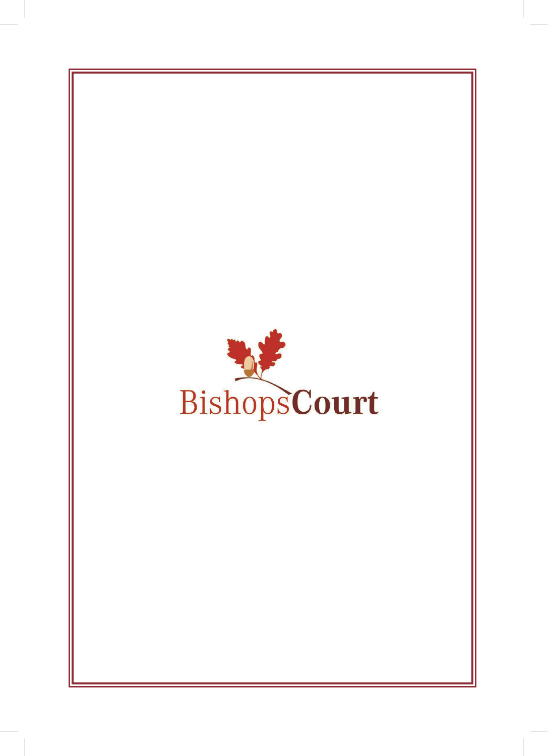BishopsCourt